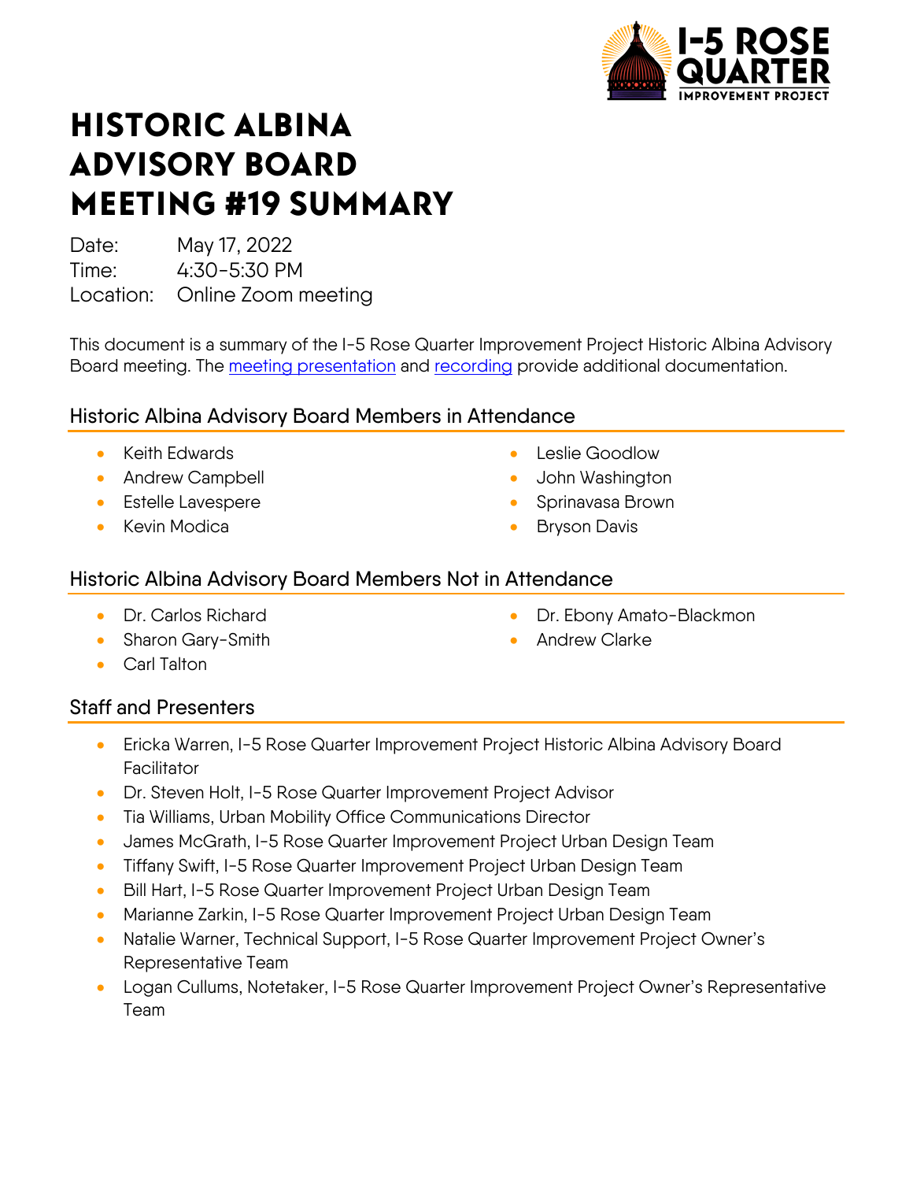# HISTORIC ALBINA ADVISORY BOARD MEETING #19 SUMMARY

Date: May 17, 2022
Time: 4:30-5:30 PM
Location: Online Zoom meeting

This document is a summary of the I-5 Rose Quarter Improvement Project Historic Albina Advisory Board meeting. The meeting presentation and recording provide additional documentation.

## Historic Albina Advisory Board Members in Attendance

- Keith Edwards
- Andrew Campbell
- Estelle Lavespere
- Kevin Modica
- Leslie Goodlow
- John Washington
- Sprinavasa Brown
- Bryson Davis

## Historic Albina Advisory Board Members Not in Attendance

- Dr. Carlos Richard
- Sharon Gary-Smith
- Carl Talton
- Dr. Ebony Amato-Blackmon
- Andrew Clarke

## Staff and Presenters

- Ericka Warren, I-5 Rose Quarter Improvement Project Historic Albina Advisory Board Facilitator
- Dr. Steven Holt, I-5 Rose Quarter Improvement Project Advisor
- Tia Williams, Urban Mobility Office Communications Director
- James McGrath, I-5 Rose Quarter Improvement Project Urban Design Team
- Tiffany Swift, I-5 Rose Quarter Improvement Project Urban Design Team
- Bill Hart, I-5 Rose Quarter Improvement Project Urban Design Team
- Marianne Zarkin, I-5 Rose Quarter Improvement Project Urban Design Team
- Natalie Warner, Technical Support, I-5 Rose Quarter Improvement Project Owner's Representative Team
- Logan Cullums, Notetaker, I-5 Rose Quarter Improvement Project Owner's Representative Team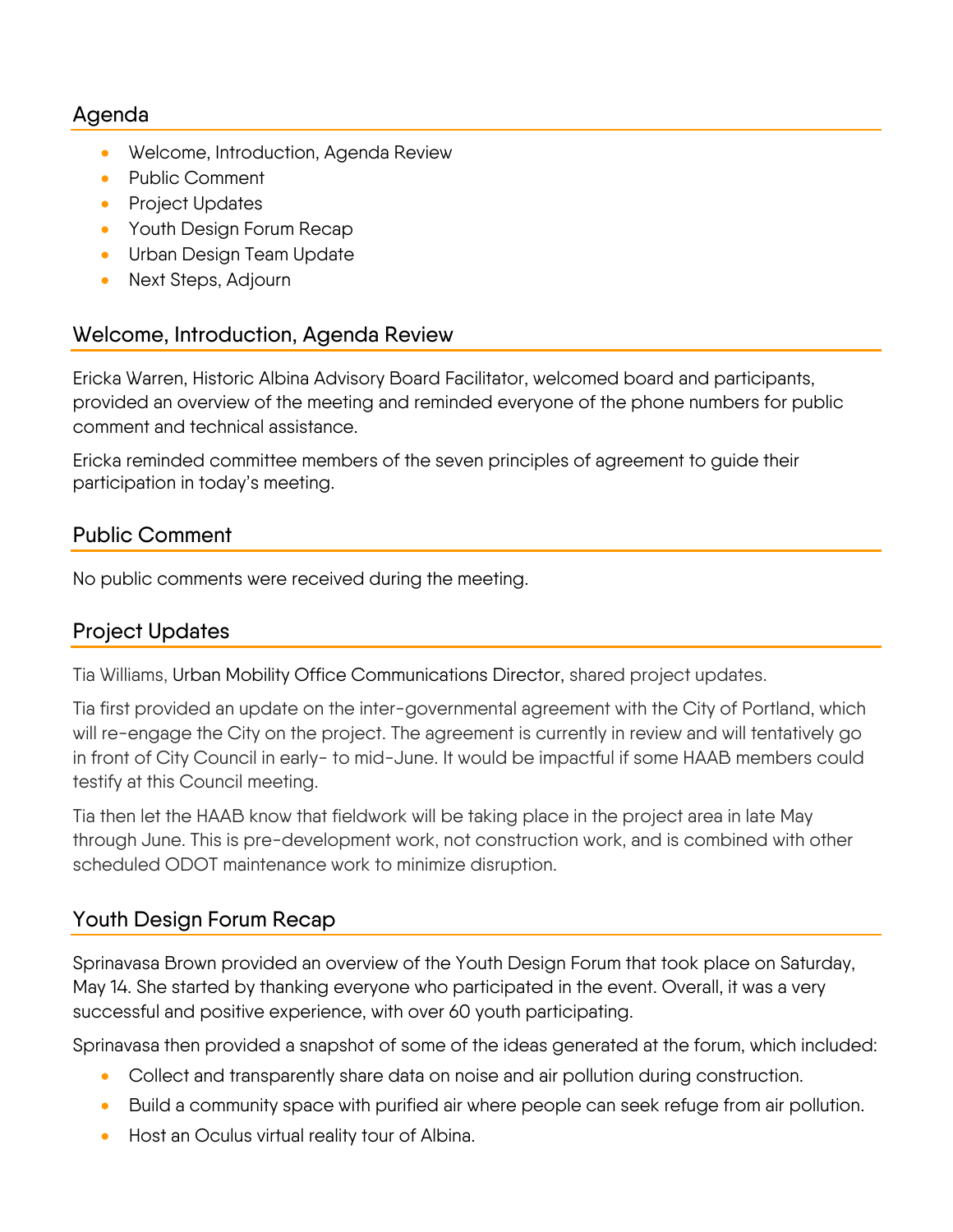## Agenda

- Welcome, Introduction, Agenda Review
- Public Comment
- Project Updates
- Youth Design Forum Recap
- Urban Design Team Update
- Next Steps, Adjourn

## Welcome, Introduction, Agenda Review

Ericka Warren, Historic Albina Advisory Board Facilitator, welcomed board and participants, provided an overview of the meeting and reminded everyone of the phone numbers for public comment and technical assistance.

Ericka reminded committee members of the seven principles of agreement to guide their participation in today's meeting.

## Public Comment

No public comments were received during the meeting.

## Project Updates

Tia Williams, Urban Mobility Office Communications Director, shared project updates.

Tia first provided an update on the inter-governmental agreement with the City of Portland, which will re-engage the City on the project. The agreement is currently in review and will tentatively go in front of City Council in early- to mid-June. It would be impactful if some HAAB members could testify at this Council meeting.

Tia then let the HAAB know that fieldwork will be taking place in the project area in late May through June. This is pre-development work, not construction work, and is combined with other scheduled ODOT maintenance work to minimize disruption.

## Youth Design Forum Recap

Sprinavasa Brown provided an overview of the Youth Design Forum that took place on Saturday, May 14. She started by thanking everyone who participated in the event. Overall, it was a very successful and positive experience, with over 60 youth participating.

Sprinavasa then provided a snapshot of some of the ideas generated at the forum, which included:

- Collect and transparently share data on noise and air pollution during construction.
- Build a community space with purified air where people can seek refuge from air pollution.
- Host an Oculus virtual reality tour of Albina.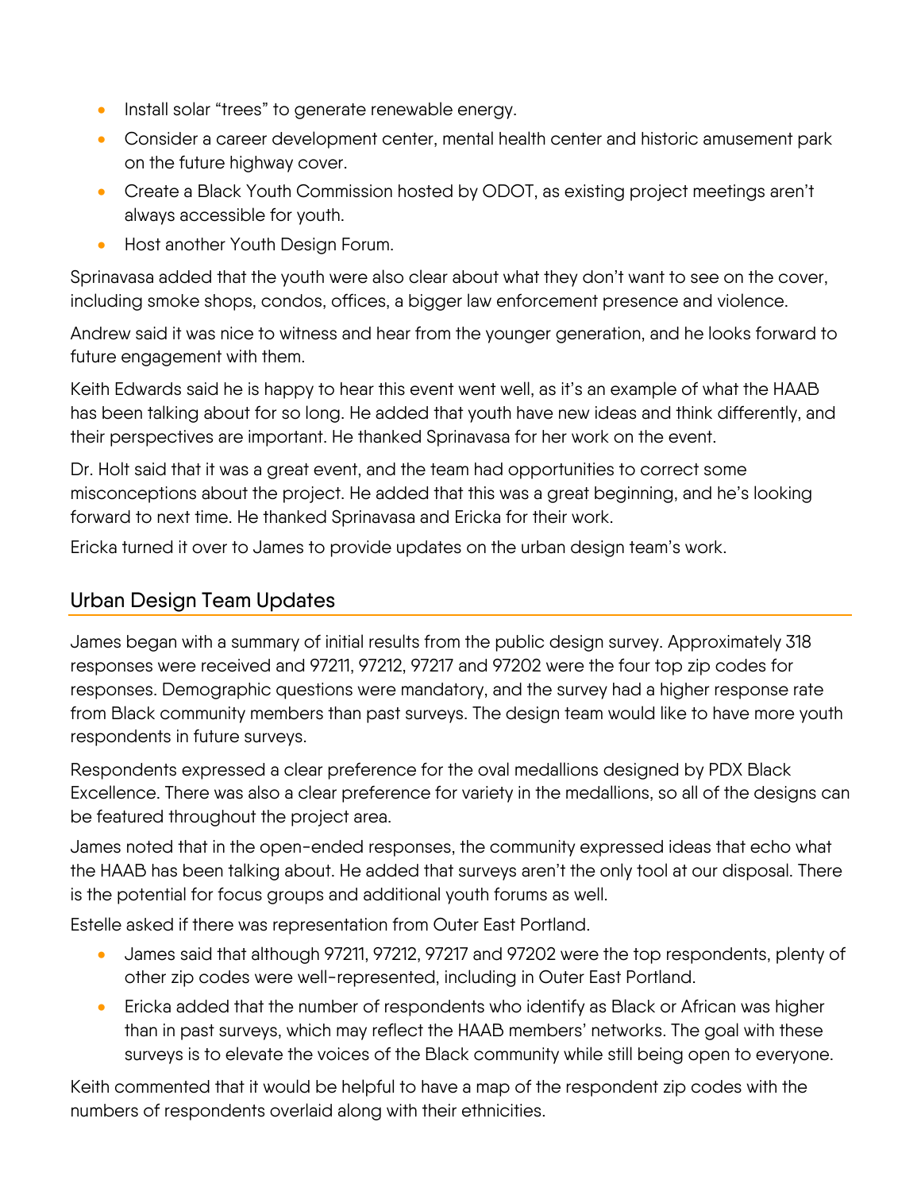- Install solar "trees" to generate renewable energy.
- Consider a career development center, mental health center and historic amusement park on the future highway cover.
- Create a Black Youth Commission hosted by ODOT, as existing project meetings aren't always accessible for youth.
- Host another Youth Design Forum.

Sprinavasa added that the youth were also clear about what they don't want to see on the cover, including smoke shops, condos, offices, a bigger law enforcement presence and violence.

Andrew said it was nice to witness and hear from the younger generation, and he looks forward to future engagement with them.

Keith Edwards said he is happy to hear this event went well, as it's an example of what the HAAB has been talking about for so long. He added that youth have new ideas and think differently, and their perspectives are important. He thanked Sprinavasa for her work on the event.

Dr. Holt said that it was a great event, and the team had opportunities to correct some misconceptions about the project. He added that this was a great beginning, and he's looking forward to next time. He thanked Sprinavasa and Ericka for their work.

Ericka turned it over to James to provide updates on the urban design team's work.

## Urban Design Team Updates

James began with a summary of initial results from the public design survey. Approximately 318 responses were received and 97211, 97212, 97217 and 97202 were the four top zip codes for responses. Demographic questions were mandatory, and the survey had a higher response rate from Black community members than past surveys. The design team would like to have more youth respondents in future surveys.

Respondents expressed a clear preference for the oval medallions designed by PDX Black Excellence. There was also a clear preference for variety in the medallions, so all of the designs can be featured throughout the project area.

James noted that in the open-ended responses, the community expressed ideas that echo what the HAAB has been talking about. He added that surveys aren't the only tool at our disposal. There is the potential for focus groups and additional youth forums as well.

Estelle asked if there was representation from Outer East Portland.

- James said that although 97211, 97212, 97217 and 97202 were the top respondents, plenty of other zip codes were well-represented, including in Outer East Portland.
- Ericka added that the number of respondents who identify as Black or African was higher than in past surveys, which may reflect the HAAB members' networks. The goal with these surveys is to elevate the voices of the Black community while still being open to everyone.

Keith commented that it would be helpful to have a map of the respondent zip codes with the numbers of respondents overlaid along with their ethnicities.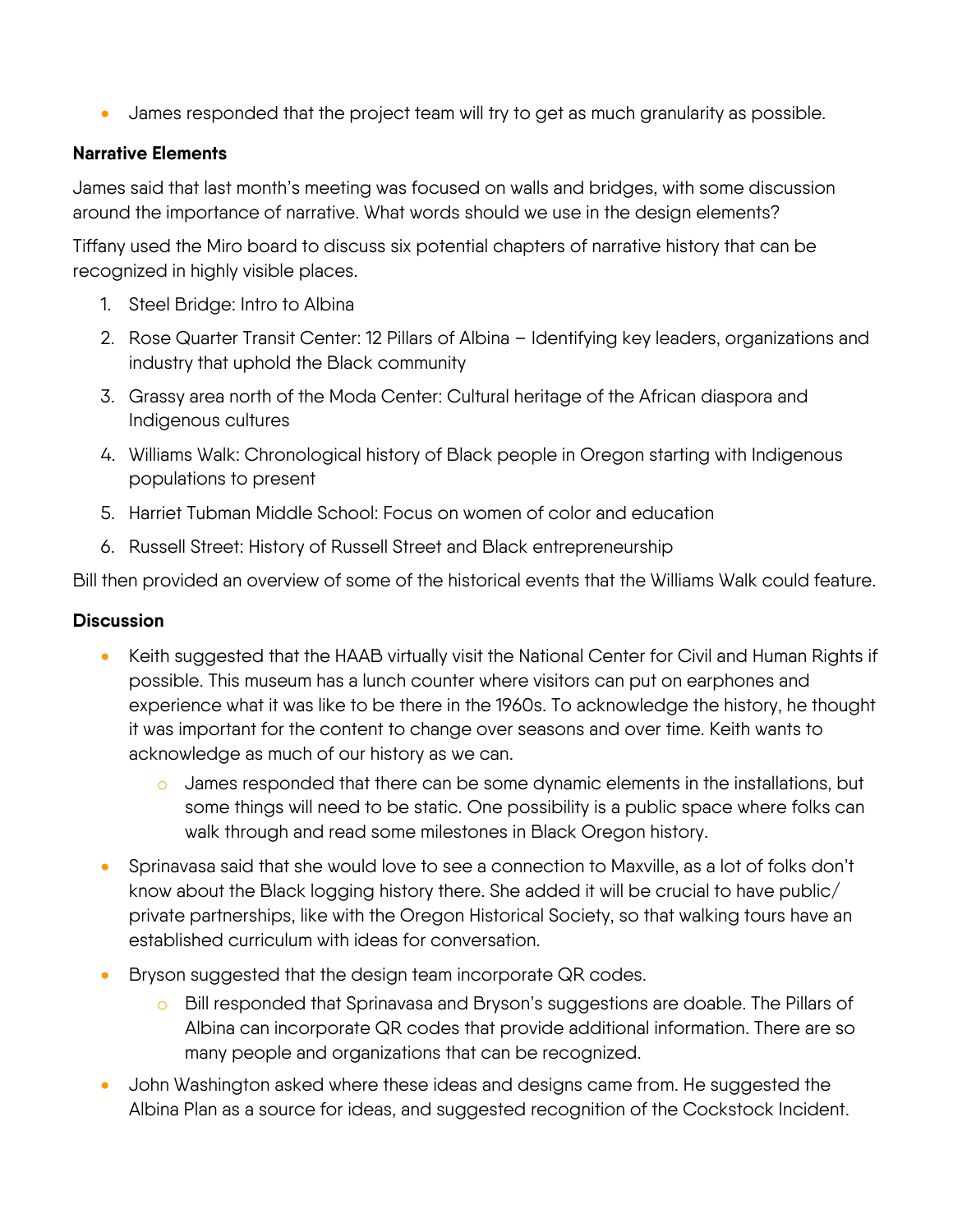- James responded that the project team will try to get as much granularity as possible.

**Narrative Elements**

James said that last month's meeting was focused on walls and bridges, with some discussion around the importance of narrative. What words should we use in the design elements?

Tiffany used the Miro board to discuss six potential chapters of narrative history that can be recognized in highly visible places.

1. Steel Bridge: Intro to Albina
2. Rose Quarter Transit Center: 12 Pillars of Albina – Identifying key leaders, organizations and industry that uphold the Black community
3. Grassy area north of the Moda Center: Cultural heritage of the African diaspora and Indigenous cultures
4. Williams Walk: Chronological history of Black people in Oregon starting with Indigenous populations to present
5. Harriet Tubman Middle School: Focus on women of color and education
6. Russell Street: History of Russell Street and Black entrepreneurship

Bill then provided an overview of some of the historical events that the Williams Walk could feature.

**Discussion**

- Keith suggested that the HAAB virtually visit the National Center for Civil and Human Rights if possible. This museum has a lunch counter where visitors can put on earphones and experience what it was like to be there in the 1960s. To acknowledge the history, he thought it was important for the content to change over seasons and over time. Keith wants to acknowledge as much of our history as we can.
  - James responded that there can be some dynamic elements in the installations, but some things will need to be static. One possibility is a public space where folks can walk through and read some milestones in Black Oregon history.
- Sprinavasa said that she would love to see a connection to Maxville, as a lot of folks don't know about the Black logging history there. She added it will be crucial to have public/private partnerships, like with the Oregon Historical Society, so that walking tours have an established curriculum with ideas for conversation.
- Bryson suggested that the design team incorporate QR codes.
  - Bill responded that Sprinavasa and Bryson's suggestions are doable. The Pillars of Albina can incorporate QR codes that provide additional information. There are so many people and organizations that can be recognized.
- John Washington asked where these ideas and designs came from. He suggested the Albina Plan as a source for ideas, and suggested recognition of the Cockstock Incident.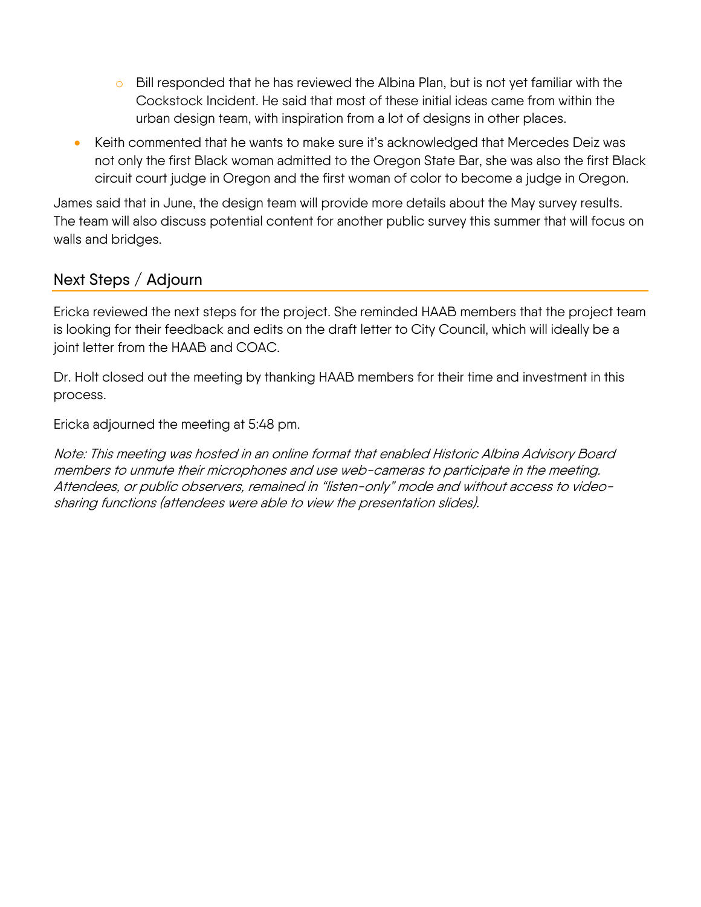- Bill responded that he has reviewed the Albina Plan, but is not yet familiar with the Cockstock Incident. He said that most of these initial ideas came from within the urban design team, with inspiration from a lot of designs in other places.
- Keith commented that he wants to make sure it's acknowledged that Mercedes Deiz was not only the first Black woman admitted to the Oregon State Bar, she was also the first Black circuit court judge in Oregon and the first woman of color to become a judge in Oregon.

James said that in June, the design team will provide more details about the May survey results. The team will also discuss potential content for another public survey this summer that will focus on walls and bridges.

## Next Steps / Adjourn

Ericka reviewed the next steps for the project. She reminded HAAB members that the project team is looking for their feedback and edits on the draft letter to City Council, which will ideally be a joint letter from the HAAB and COAC.

Dr. Holt closed out the meeting by thanking HAAB members for their time and investment in this process.

Ericka adjourned the meeting at 5:48 pm.

*Note: This meeting was hosted in an online format that enabled Historic Albina Advisory Board members to unmute their microphones and use web-cameras to participate in the meeting. Attendees, or public observers, remained in "listen-only" mode and without access to video-sharing functions (attendees were able to view the presentation slides).*